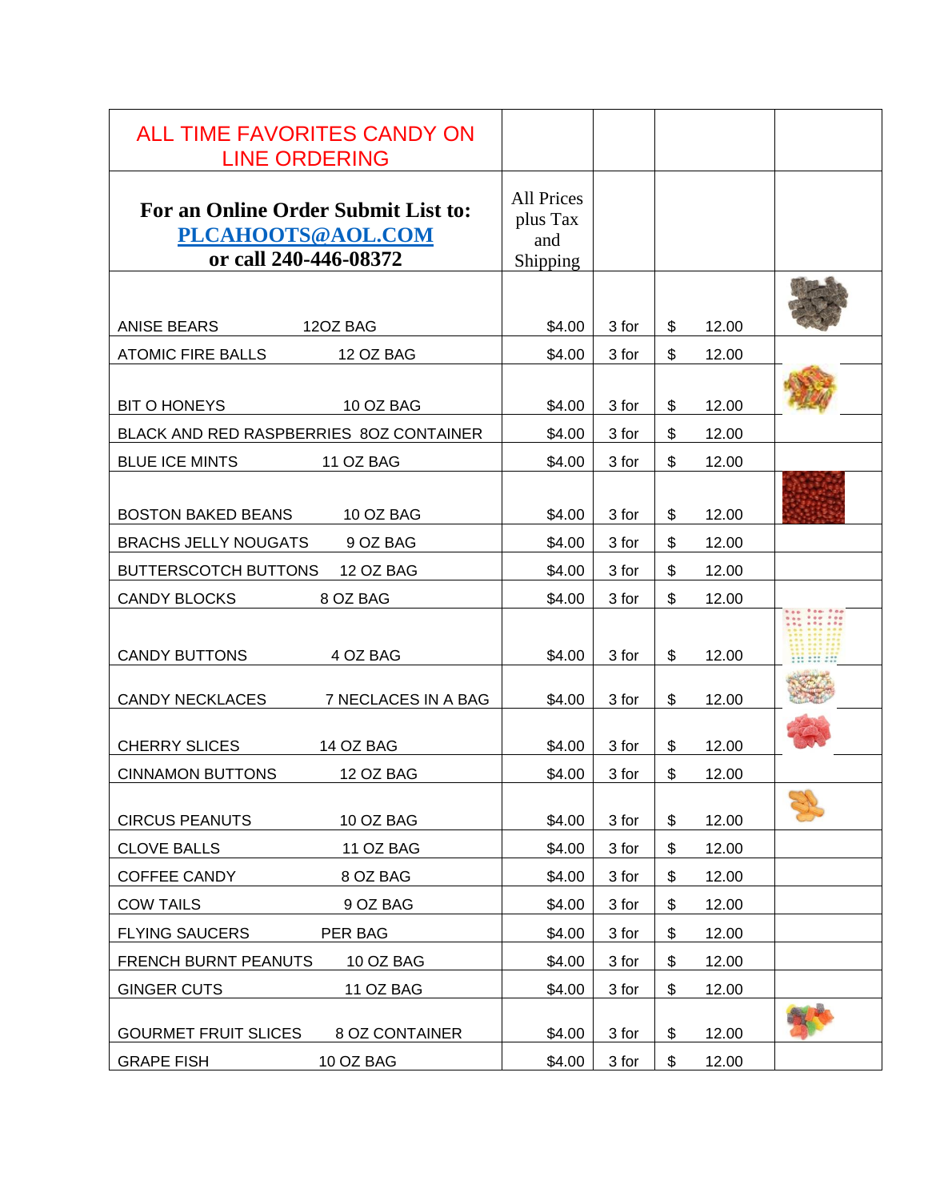| ALL TIME FAVORITES CANDY ON LINE ORDERING | | | | |
|---|---|---|---|---|
| **For an Online Order Submit List to: [PLCAHOOTS@AOL.COM](mailto:PLCAHOOTS@AOL.COM) or call 240-446-08372** | All Prices plus Tax and Shipping | | | |
| ANISE BEARS 12OZ BAG | $4.00 | 3 for | $ 12.00 | |
| ATOMIC FIRE BALLS 12 OZ BAG | $4.00 | 3 for | $ 12.00 | |
| BIT O HONEYS 10 OZ BAG | $4.00 | 3 for | $ 12.00 | |
| BLACK AND RED RASPBERRIES 8OZ CONTAINER | $4.00 | 3 for | $ 12.00 | |
| BLUE ICE MINTS 11 OZ BAG | $4.00 | 3 for | $ 12.00 | |
| BOSTON BAKED BEANS 10 OZ BAG | $4.00 | 3 for | $ 12.00 | |
| BRACHS JELLY NOUGATS 9 OZ BAG | $4.00 | 3 for | $ 12.00 | |
| BUTTERSCOTCH BUTTONS 12 OZ BAG | $4.00 | 3 for | $ 12.00 | |
| CANDY BLOCKS 8 OZ BAG | $4.00 | 3 for | $ 12.00 | |
| CANDY BUTTONS 4 OZ BAG | $4.00 | 3 for | $ 12.00 | |
| CANDY NECKLACES 7 NECLACES IN A BAG | $4.00 | 3 for | $ 12.00 | |
| CHERRY SLICES 14 OZ BAG | $4.00 | 3 for | $ 12.00 | |
| CINNAMON BUTTONS 12 OZ BAG | $4.00 | 3 for | $ 12.00 | |
| CIRCUS PEANUTS 10 OZ BAG | $4.00 | 3 for | $ 12.00 | |
| CLOVE BALLS 11 OZ BAG | $4.00 | 3 for | $ 12.00 | |
| COFFEE CANDY 8 OZ BAG | $4.00 | 3 for | $ 12.00 | |
| COW TAILS 9 OZ BAG | $4.00 | 3 for | $ 12.00 | |
| FLYING SAUCERS PER BAG | $4.00 | 3 for | $ 12.00 | |
| FRENCH BURNT PEANUTS 10 OZ BAG | $4.00 | 3 for | $ 12.00 | |
| GINGER CUTS 11 OZ BAG | $4.00 | 3 for | $ 12.00 | |
| GOURMET FRUIT SLICES 8 OZ CONTAINER | $4.00 | 3 for | $ 12.00 | |
| GRAPE FISH 10 OZ BAG | $4.00 | 3 for | $ 12.00 | |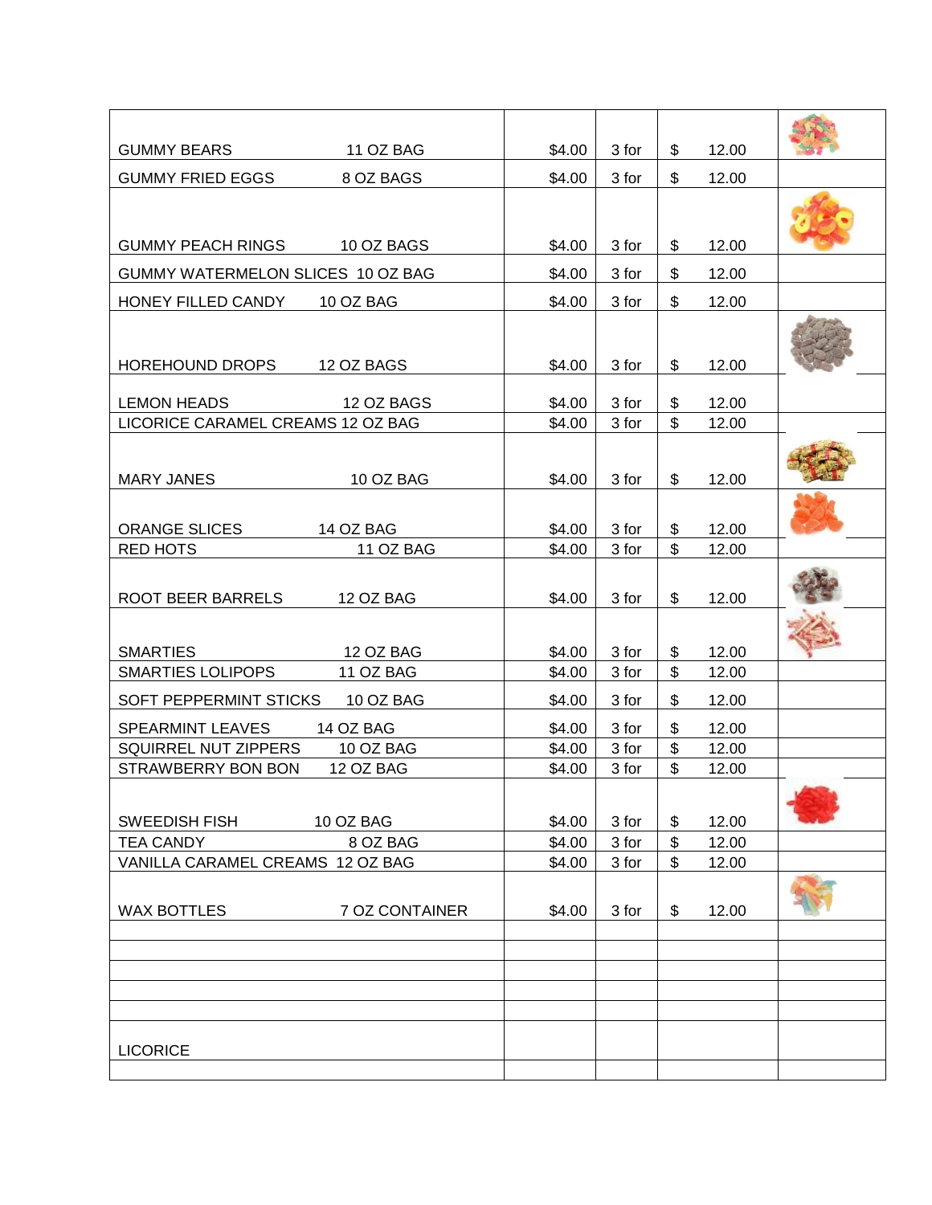| | | | | | |
|---|---|---|---|---|---|
| GUMMY BEARS | 11 OZ BAG | $4.00 | 3 for | $ 12.00 | |
| GUMMY FRIED EGGS | 8 OZ BAGS | $4.00 | 3 for | $ 12.00 | |
| GUMMY PEACH RINGS | 10 OZ BAGS | $4.00 | 3 for | $ 12.00 | |
| GUMMY WATERMELON SLICES | 10 OZ BAG | $4.00 | 3 for | $ 12.00 | |
| HONEY FILLED CANDY | 10 OZ BAG | $4.00 | 3 for | $ 12.00 | |
| HOREHOUND DROPS | 12 OZ BAGS | $4.00 | 3 for | $ 12.00 | |
| LEMON HEADS | 12 OZ BAGS | $4.00 | 3 for | $ 12.00 | |
| LICORICE CARAMEL CREAMS | 12 OZ BAG | $4.00 | 3 for | $ 12.00 | |
| MARY JANES | 10 OZ BAG | $4.00 | 3 for | $ 12.00 | |
| ORANGE SLICES | 14 OZ BAG | $4.00 | 3 for | $ 12.00 | |
| RED HOTS | 11 OZ BAG | $4.00 | 3 for | $ 12.00 | |
| ROOT BEER BARRELS | 12 OZ BAG | $4.00 | 3 for | $ 12.00 | |
| SMARTIES | 12 OZ BAG | $4.00 | 3 for | $ 12.00 | |
| SMARTIES LOLIPOPS | 11 OZ BAG | $4.00 | 3 for | $ 12.00 | |
| SOFT PEPPERMINT STICKS | 10 OZ BAG | $4.00 | 3 for | $ 12.00 | |
| SPEARMINT LEAVES | 14 OZ BAG | $4.00 | 3 for | $ 12.00 | |
| SQUIRREL NUT ZIPPERS | 10 OZ BAG | $4.00 | 3 for | $ 12.00 | |
| STRAWBERRY BON BON | 12 OZ BAG | $4.00 | 3 for | $ 12.00 | |
| SWEEDISH FISH | 10 OZ BAG | $4.00 | 3 for | $ 12.00 | |
| TEA CANDY | 8 OZ BAG | $4.00 | 3 for | $ 12.00 | |
| VANILLA CARAMEL CREAMS | 12 OZ BAG | $4.00 | 3 for | $ 12.00 | |
| WAX BOTTLES | 7 OZ CONTAINER | $4.00 | 3 for | $ 12.00 | |
| | | | | | |
| | | | | | |
| | | | | | |
| | | | | | |
| | | | | | |
| LICORICE | | | | | |
| | | | | | |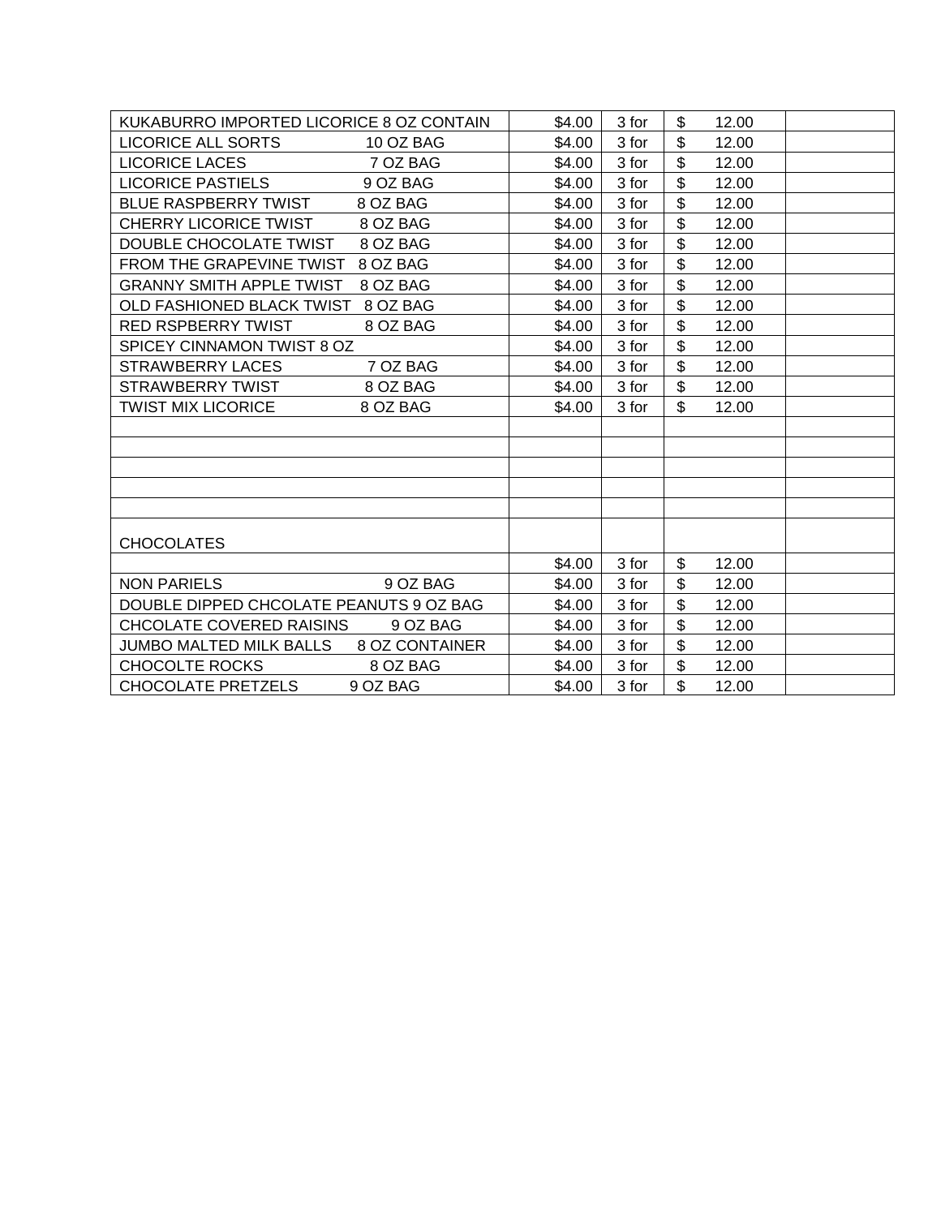| | | | | |
|---|---|---|---|---|
| KUKABURRO IMPORTED LICORICE 8 OZ CONTAIN | $4.00 | 3 for | $ 12.00 | |
| LICORICE ALL SORTS 10 OZ BAG | $4.00 | 3 for | $ 12.00 | |
| LICORICE LACES 7 OZ BAG | $4.00 | 3 for | $ 12.00 | |
| LICORICE PASTIELS 9 OZ BAG | $4.00 | 3 for | $ 12.00 | |
| BLUE RASPBERRY TWIST 8 OZ BAG | $4.00 | 3 for | $ 12.00 | |
| CHERRY LICORICE TWIST 8 OZ BAG | $4.00 | 3 for | $ 12.00 | |
| DOUBLE CHOCOLATE TWIST 8 OZ BAG | $4.00 | 3 for | $ 12.00 | |
| FROM THE GRAPEVINE TWIST 8 OZ BAG | $4.00 | 3 for | $ 12.00 | |
| GRANNY SMITH APPLE TWIST 8 OZ BAG | $4.00 | 3 for | $ 12.00 | |
| OLD FASHIONED BLACK TWIST 8 OZ BAG | $4.00 | 3 for | $ 12.00 | |
| RED RSPBERRY TWIST 8 OZ BAG | $4.00 | 3 for | $ 12.00 | |
| SPICEY CINNAMON TWIST 8 OZ | $4.00 | 3 for | $ 12.00 | |
| STRAWBERRY LACES 7 OZ BAG | $4.00 | 3 for | $ 12.00 | |
| STRAWBERRY TWIST 8 OZ BAG | $4.00 | 3 for | $ 12.00 | |
| TWIST MIX LICORICE 8 OZ BAG | $4.00 | 3 for | $ 12.00 | |
| | | | | |
| | | | | |
| | | | | |
| | | | | |
| | | | | |
| CHOCOLATES | | | | |
| | $4.00 | 3 for | $ 12.00 | |
| NON PARIELS 9 OZ BAG | $4.00 | 3 for | $ 12.00 | |
| DOUBLE DIPPED CHCOLATE PEANUTS 9 OZ BAG | $4.00 | 3 for | $ 12.00 | |
| CHCOLATE COVERED RAISINS 9 OZ BAG | $4.00 | 3 for | $ 12.00 | |
| JUMBO MALTED MILK BALLS 8 OZ CONTAINER | $4.00 | 3 for | $ 12.00 | |
| CHOCOLTE ROCKS 8 OZ BAG | $4.00 | 3 for | $ 12.00 | |
| CHOCOLATE PRETZELS 9 OZ BAG | $4.00 | 3 for | $ 12.00 | |